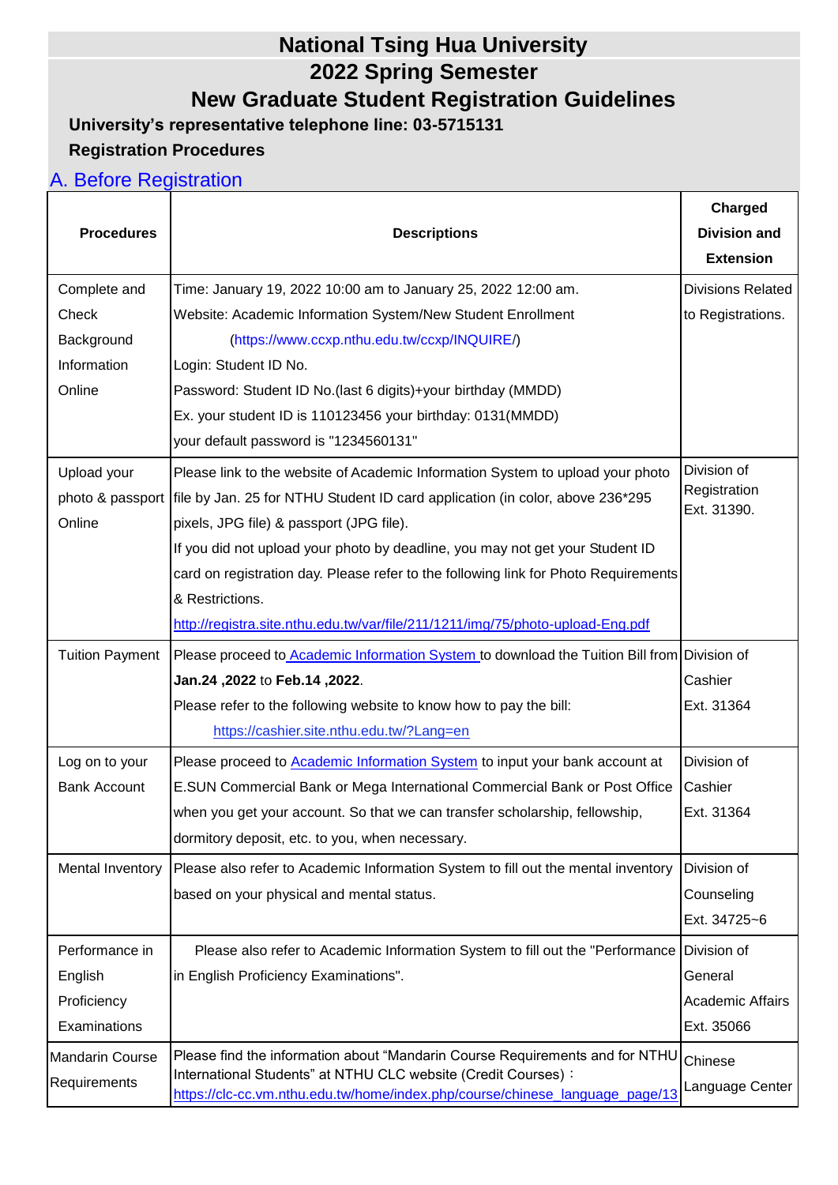# National Tsing Hua University
# 2022 Spring Semester
# New Graduate Student Registration Guidelines

**University's representative telephone line: 03-5715131**

**Registration Procedures**

## A. Before Registration

| Procedures | Descriptions | Charged Division and Extension |
|---|---|---|
| Complete and Check Background Information Online | Time: January 19, 2022 10:00 am to January 25, 2022 12:00 am.<br>Website: Academic Information System/New Student Enrollment (https://www.ccxp.nthu.edu.tw/ccxp/INQUIRE/)<br>Login: Student ID No.<br>Password: Student ID No.(last 6 digits)+your birthday (MMDD)<br>Ex. your student ID is 110123456 your birthday: 0131(MMDD)<br>your default password is "1234560131" | Divisions Related to Registrations. |
| Upload your photo & passport Online | Please link to the website of Academic Information System to upload your photo file by Jan. 25 for NTHU Student ID card application (in color, above 236*295 pixels, JPG file) & passport (JPG file).<br>If you did not upload your photo by deadline, you may not get your Student ID card on registration day. Please refer to the following link for Photo Requirements & Restrictions.<br>http://registra.site.nthu.edu.tw/var/file/211/1211/img/75/photo-upload-Eng.pdf | Division of Registration Ext. 31390. |
| Tuition Payment | Please proceed to Academic Information System to download the Tuition Bill from **Jan.24 ,2022** to **Feb.14 ,2022**.<br>Please refer to the following website to know how to pay the bill:<br>https://cashier.site.nthu.edu.tw/?Lang=en | Division of Cashier Ext. 31364 |
| Log on to your Bank Account | Please proceed to Academic Information System to input your bank account at E.SUN Commercial Bank or Mega International Commercial Bank or Post Office when you get your account. So that we can transfer scholarship, fellowship, dormitory deposit, etc. to you, when necessary. | Division of Cashier Ext. 31364 |
| Mental Inventory | Please also refer to Academic Information System to fill out the mental inventory based on your physical and mental status. | Division of Counseling Ext. 34725~6 |
| Performance in English Proficiency Examinations | Please also refer to Academic Information System to fill out the "Performance in English Proficiency Examinations". | Division of General Academic Affairs Ext. 35066 |
| Mandarin Course Requirements | Please find the information about "Mandarin Course Requirements and for NTHU International Students" at NTHU CLC website (Credit Courses)：<br>https://clc-cc.vm.nthu.edu.tw/home/index.php/course/chinese_language_page/13 | Chinese Language Center |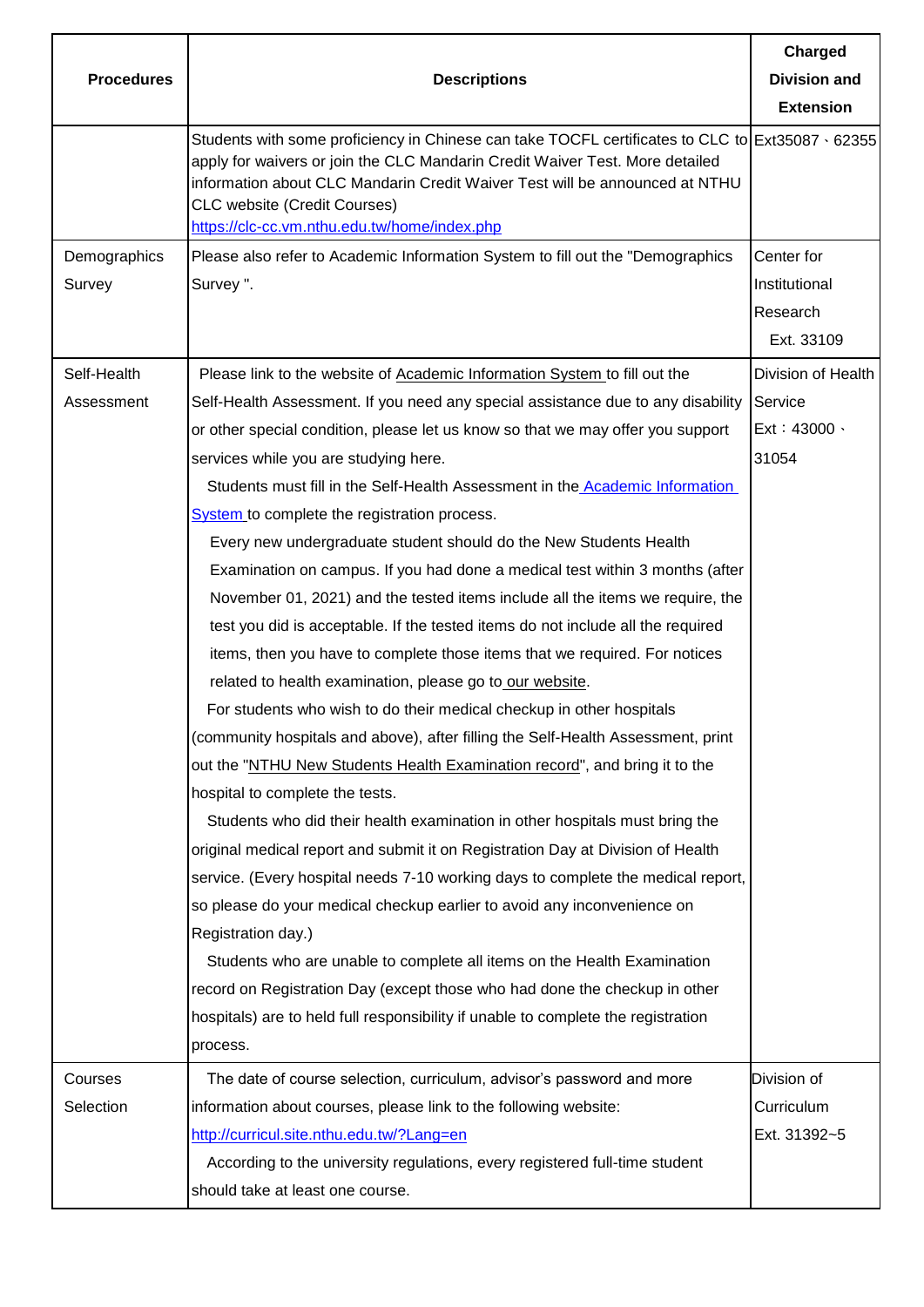| Procedures | Descriptions | Charged Division and Extension |
|---|---|---|
| | Students with some proficiency in Chinese can take TOCFL certificates to CLC to apply for waivers or join the CLC Mandarin Credit Waiver Test. More detailed information about CLC Mandarin Credit Waiver Test will be announced at NTHU CLC website (Credit Courses) https://clc-cc.vm.nthu.edu.tw/home/index.php | Ext35087、62355 |
| Demographics Survey | Please also refer to Academic Information System to fill out the "Demographics Survey ". | Center for Institutional Research Ext. 33109 |
| Self-Health Assessment | Please link to the website of Academic Information System to fill out the Self-Health Assessment. If you need any special assistance due to any disability or other special condition, please let us know so that we may offer you support services while you are studying here.<br>Students must fill in the Self-Health Assessment in the Academic Information System to complete the registration process.<br>Every new undergraduate student should do the New Students Health Examination on campus. If you had done a medical test within 3 months (after November 01, 2021) and the tested items include all the items we require, the test you did is acceptable. If the tested items do not include all the required items, then you have to complete those items that we required. For notices related to health examination, please go to our website.<br>For students who wish to do their medical checkup in other hospitals (community hospitals and above), after filling the Self-Health Assessment, print out the "NTHU New Students Health Examination record", and bring it to the hospital to complete the tests.<br>Students who did their health examination in other hospitals must bring the original medical report and submit it on Registration Day at Division of Health service. (Every hospital needs 7-10 working days to complete the medical report, so please do your medical checkup earlier to avoid any inconvenience on Registration day.)<br>Students who are unable to complete all items on the Health Examination record on Registration Day (except those who had done the checkup in other hospitals) are to held full responsibility if unable to complete the registration process. | Division of Health Service Ext：43000、31054 |
| Courses Selection | The date of course selection, curriculum, advisor's password and more information about courses, please link to the following website: http://curricul.site.nthu.edu.tw/?Lang=en<br>According to the university regulations, every registered full-time student should take at least one course. | Division of Curriculum Ext. 31392~5 |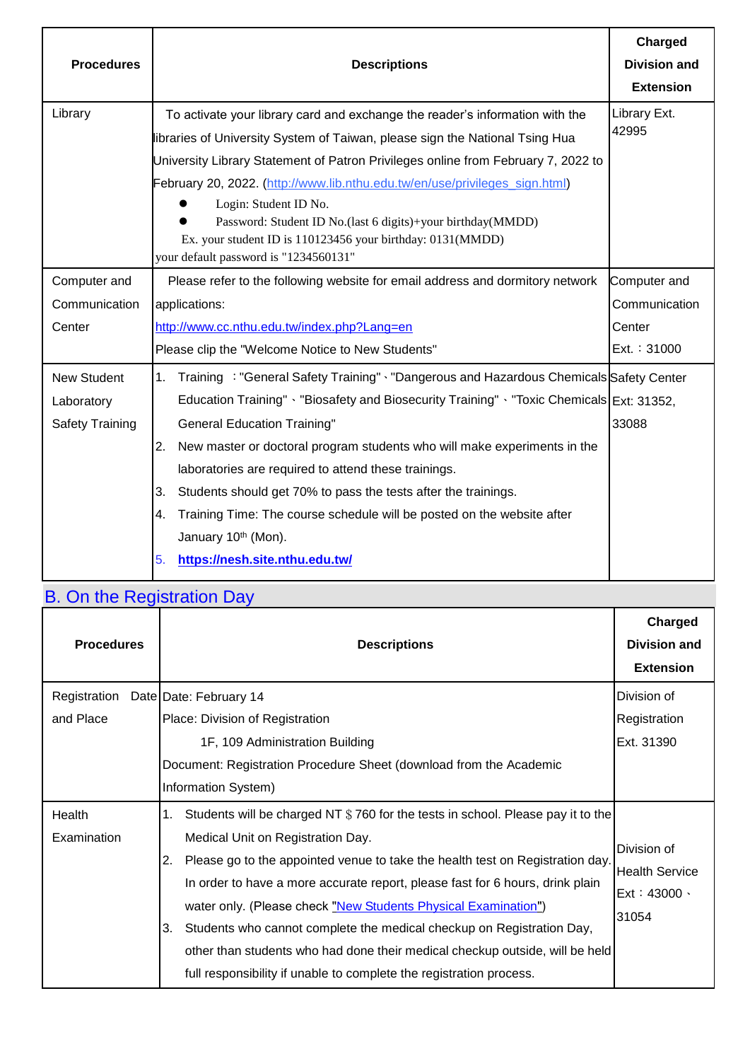| Procedures | Descriptions | Charged Division and Extension |
|---|---|---|
| Library | To activate your library card and exchange the reader's information with the libraries of University System of Taiwan, please sign the National Tsing Hua University Library Statement of Patron Privileges online from February 7, 2022 to February 20, 2022. (http://www.lib.nthu.edu.tw/en/use/privileges_sign.html)<br>● Login: Student ID No.<br>● Password: Student ID No.(last 6 digits)+your birthday(MMDD)<br>Ex. your student ID is 110123456 your birthday: 0131(MMDD)<br>your default password is "1234560131" | Library Ext. 42995 |
| Computer and Communication Center | Please refer to the following website for email address and dormitory network applications:<br>http://www.cc.nthu.edu.tw/index.php?Lang=en<br>Please clip the "Welcome Notice to New Students" | Computer and Communication Center<br>Ext.：31000 |
| New Student Laboratory Safety Training | 1. Training ："General Safety Training"、"Dangerous and Hazardous Chemicals Education Training"、"Biosafety and Biosecurity Training"、"Toxic Chemicals General Education Training"<br>2. New master or doctoral program students who will make experiments in the laboratories are required to attend these trainings.<br>3. Students should get 70% to pass the tests after the trainings.<br>4. Training Time: The course schedule will be posted on the website after January 10th (Mon).<br>5. **https://nesh.site.nthu.edu.tw/** | Safety Center<br>Ext: 31352, 33088 |

## B. On the Registration Day

| Procedures | Descriptions | Charged Division and Extension |
|---|---|---|
| Registration Date and Place | Date: February 14<br>Place: Division of Registration<br>1F, 109 Administration Building<br>Document: Registration Procedure Sheet (download from the Academic Information System) | Division of Registration<br>Ext. 31390 |
| Health Examination | 1. Students will be charged NT＄760 for the tests in school. Please pay it to the Medical Unit on Registration Day.<br>2. Please go to the appointed venue to take the health test on Registration day. In order to have a more accurate report, please fast for 6 hours, drink plain water only. (Please check "New Students Physical Examination")<br>3. Students who cannot complete the medical checkup on Registration Day, other than students who had done their medical checkup outside, will be held full responsibility if unable to complete the registration process. | Division of Health Service<br>Ext：43000、31054 |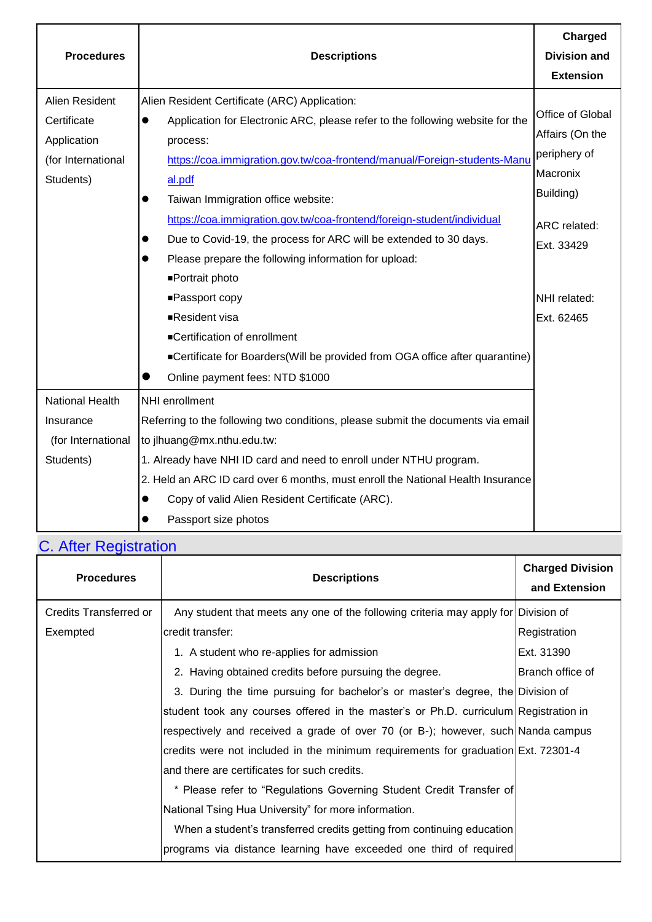| Procedures | Descriptions | Charged Division and Extension |
|---|---|---|
| Alien Resident Certificate Application (for International Students) | Alien Resident Certificate (ARC) Application:<br>● Application for Electronic ARC, please refer to the following website for the process: https://coa.immigration.gov.tw/coa-frontend/manual/Foreign-students-Manual.pdf<br>● Taiwan Immigration office website: https://coa.immigration.gov.tw/coa-frontend/foreign-student/individual<br>● Due to Covid-19, the process for ARC will be extended to 30 days.<br>● Please prepare the following information for upload:<br>■Portrait photo<br>■Passport copy<br>■Resident visa<br>■Certification of enrollment<br>■Certificate for Boarders(Will be provided from OGA office after quarantine)<br>● Online payment fees: NTD $1000 | Office of Global Affairs (On the periphery of Macronix Building)<br><br>ARC related: Ext. 33429<br><br>NHI related: Ext. 62465 |
| National Health Insurance (for International Students) | NHI enrollment<br>Referring to the following two conditions, please submit the documents via email to jlhuang@mx.nthu.edu.tw:<br>1. Already have NHI ID card and need to enroll under NTHU program.<br>2. Held an ARC ID card over 6 months, must enroll the National Health Insurance<br>● Copy of valid Alien Resident Certificate (ARC).<br>● Passport size photos | |

## C. After Registration

| Procedures | Descriptions | Charged Division and Extension |
|---|---|---|
| Credits Transferred or Exempted | Any student that meets any one of the following criteria may apply for credit transfer:<br>1. A student who re-applies for admission<br>2. Having obtained credits before pursuing the degree.<br>3. During the time pursuing for bachelor's or master's degree, the student took any courses offered in the master's or Ph.D. curriculum respectively and received a grade of over 70 (or B-); however, such credits were not included in the minimum requirements for graduation and there are certificates for such credits.<br>* Please refer to "Regulations Governing Student Credit Transfer of National Tsing Hua University" for more information.<br>When a student's transferred credits getting from continuing education programs via distance learning have exceeded one third of required | Division of Registration Ext. 31390<br>Branch office of Division of Registration in Nanda campus Ext. 72301-4 |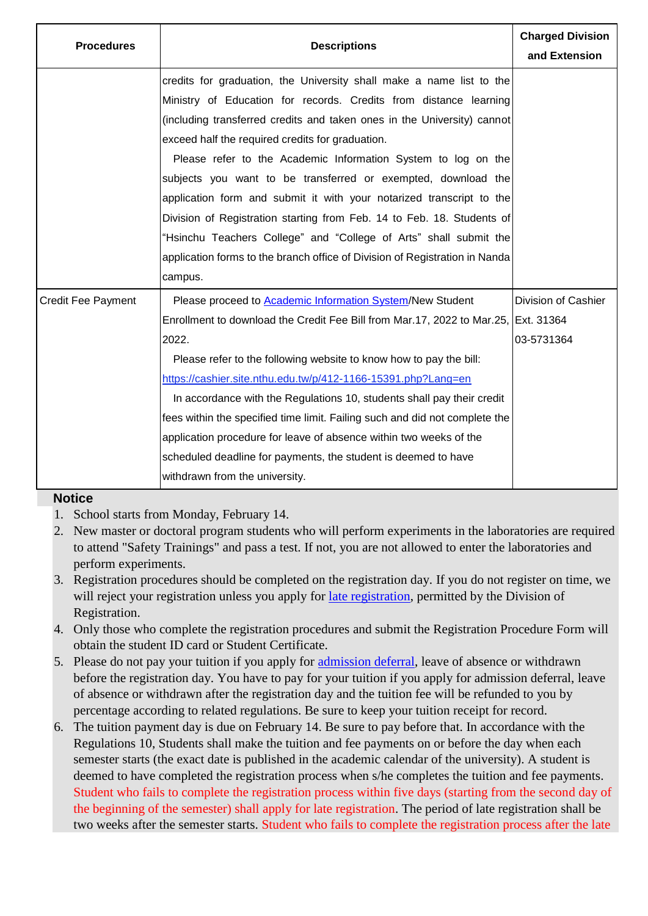| Procedures | Descriptions | Charged Division and Extension |
| --- | --- | --- |
| | credits for graduation, the University shall make a name list to the Ministry of Education for records. Credits from distance learning (including transferred credits and taken ones in the University) cannot exceed half the required credits for graduation.<br>Please refer to the Academic Information System to log on the subjects you want to be transferred or exempted, download the application form and submit it with your notarized transcript to the Division of Registration starting from Feb. 14 to Feb. 18. Students of "Hsinchu Teachers College" and "College of Arts" shall submit the application forms to the branch office of Division of Registration in Nanda campus. | |
| Credit Fee Payment | Please proceed to Academic Information System/New Student Enrollment to download the Credit Fee Bill from Mar.17, 2022 to Mar.25, 2022.<br>Please refer to the following website to know how to pay the bill: https://cashier.site.nthu.edu.tw/p/412-1166-15391.php?Lang=en<br>In accordance with the Regulations 10, students shall pay their credit fees within the specified time limit. Failing such and did not complete the application procedure for leave of absence within two weeks of the scheduled deadline for payments, the student is deemed to have withdrawn from the university. | Division of Cashier<br>Ext. 31364<br>03-5731364 |

**Notice**

1. School starts from Monday, February 14.
2. New master or doctoral program students who will perform experiments in the laboratories are required to attend "Safety Trainings" and pass a test. If not, you are not allowed to enter the laboratories and perform experiments.
3. Registration procedures should be completed on the registration day. If you do not register on time, we will reject your registration unless you apply for late registration, permitted by the Division of Registration.
4. Only those who complete the registration procedures and submit the Registration Procedure Form will obtain the student ID card or Student Certificate.
5. Please do not pay your tuition if you apply for admission deferral, leave of absence or withdrawn before the registration day. You have to pay for your tuition if you apply for admission deferral, leave of absence or withdrawn after the registration day and the tuition fee will be refunded to you by percentage according to related regulations. Be sure to keep your tuition receipt for record.
6. The tuition payment day is due on February 14. Be sure to pay before that. In accordance with the Regulations 10, Students shall make the tuition and fee payments on or before the day when each semester starts (the exact date is published in the academic calendar of the university). A student is deemed to have completed the registration process when s/he completes the tuition and fee payments. Student who fails to complete the registration process within five days (starting from the second day of the beginning of the semester) shall apply for late registration. The period of late registration shall be two weeks after the semester starts. Student who fails to complete the registration process after the late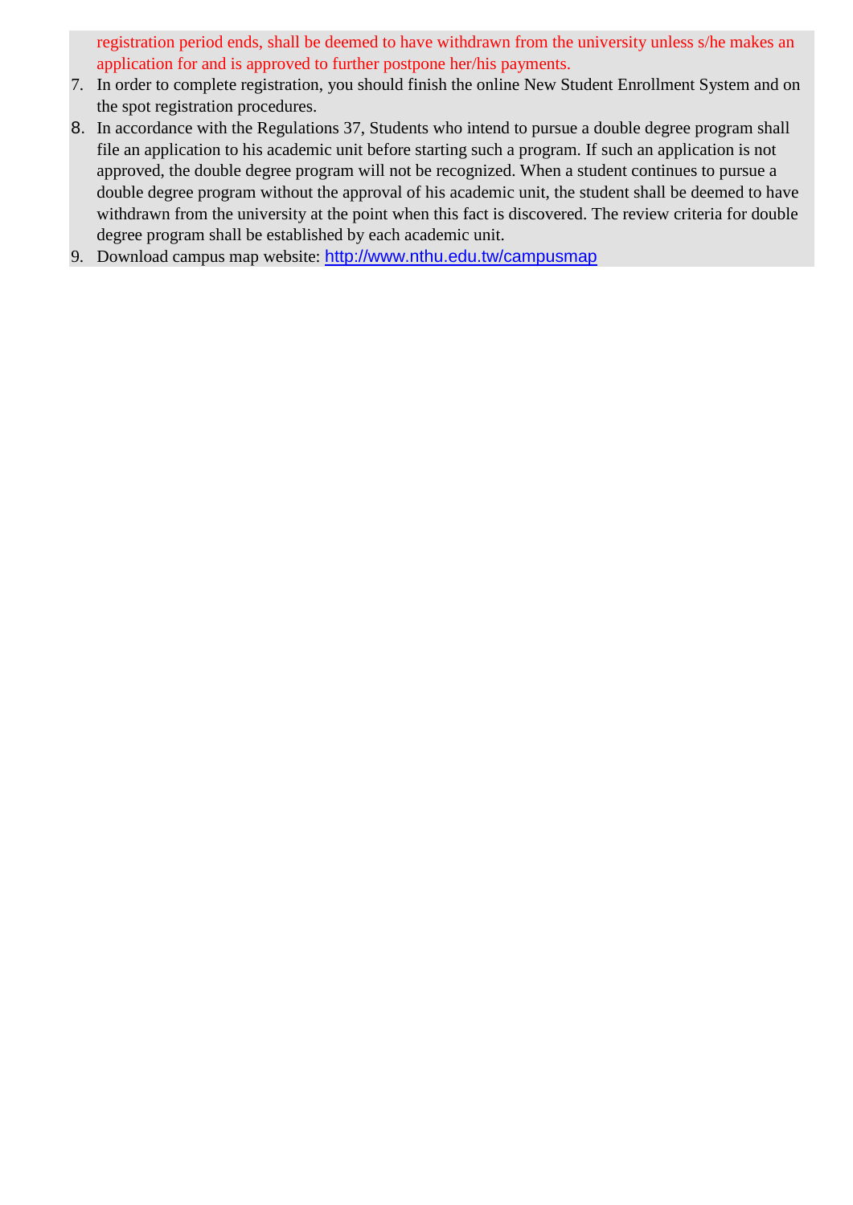registration period ends, shall be deemed to have withdrawn from the university unless s/he makes an application for and is approved to further postpone her/his payments.

7. In order to complete registration, you should finish the online New Student Enrollment System and on the spot registration procedures.
8. In accordance with the Regulations 37, Students who intend to pursue a double degree program shall file an application to his academic unit before starting such a program. If such an application is not approved, the double degree program will not be recognized. When a student continues to pursue a double degree program without the approval of his academic unit, the student shall be deemed to have withdrawn from the university at the point when this fact is discovered. The review criteria for double degree program shall be established by each academic unit.
9. Download campus map website: [http://www.nthu.edu.tw/campusmap](http://www.nthu.edu.tw/campusmap)